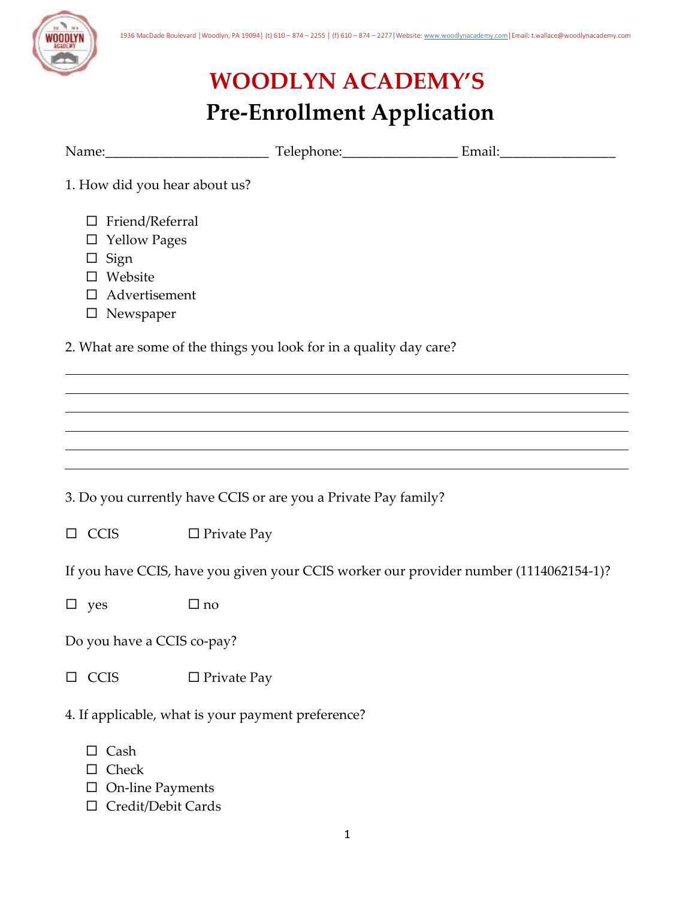1936 MacDade Boulevard | Woodlyn, PA 19094 | (t) 610 – 874 – 2255 | (f) 610 – 874 – 2277 | Website: www.woodlynacademy.com | Email: t.wallace@woodlynacademy.com

# WOODLYN ACADEMY'S

# Pre-Enrollment Application

Name:_______________________ Telephone:________________ Email:________________

1. How did you hear about us?

- ☐ Friend/Referral
- ☐ Yellow Pages
- ☐ Sign
- ☐ Website
- ☐ Advertisement
- ☐ Newspaper

2. What are some of the things you look for in a quality day care?

_______________________________________________________________________________

_______________________________________________________________________________

_______________________________________________________________________________

_______________________________________________________________________________

_______________________________________________________________________________

_______________________________________________________________________________

3. Do you currently have CCIS or are you a Private Pay family?

☐ CCIS ☐ Private Pay

If you have CCIS, have you given your CCIS worker our provider number (1114062154-1)?

☐ yes ☐ no

Do you have a CCIS co-pay?

☐ CCIS ☐ Private Pay

4. If applicable, what is your payment preference?

- ☐ Cash
- ☐ Check
- ☐ On-line Payments
- ☐ Credit/Debit Cards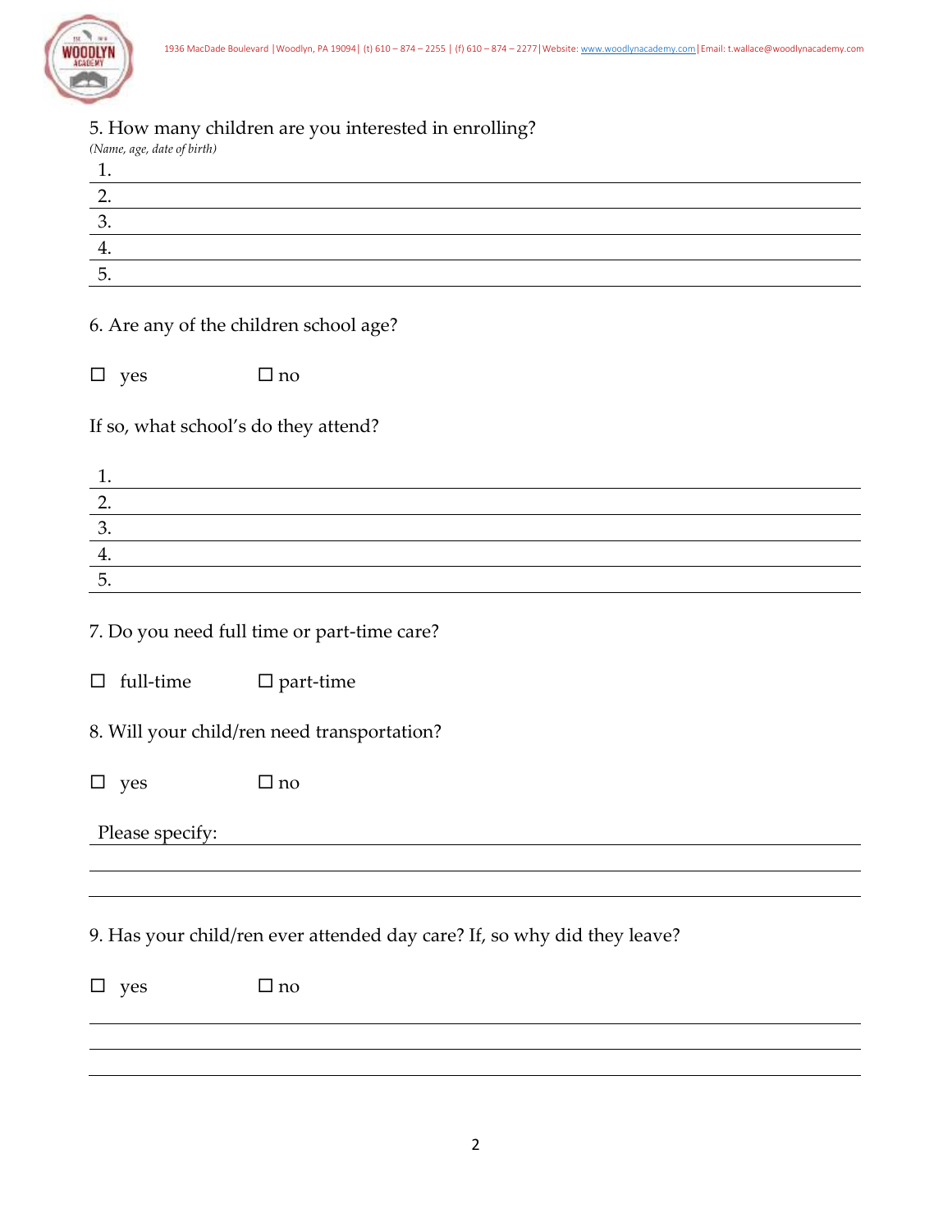5. How many children are you interested in enrolling?

*(Name, age, date of birth)*

1. \_\_\_\_\_\_\_\_\_\_\_\_\_\_\_\_\_\_\_\_\_\_\_\_\_\_\_\_\_\_\_\_\_\_\_\_\_\_\_\_
2. \_\_\_\_\_\_\_\_\_\_\_\_\_\_\_\_\_\_\_\_\_\_\_\_\_\_\_\_\_\_\_\_\_\_\_\_\_\_\_\_
3. \_\_\_\_\_\_\_\_\_\_\_\_\_\_\_\_\_\_\_\_\_\_\_\_\_\_\_\_\_\_\_\_\_\_\_\_\_\_\_\_
4. \_\_\_\_\_\_\_\_\_\_\_\_\_\_\_\_\_\_\_\_\_\_\_\_\_\_\_\_\_\_\_\_\_\_\_\_\_\_\_\_
5. \_\_\_\_\_\_\_\_\_\_\_\_\_\_\_\_\_\_\_\_\_\_\_\_\_\_\_\_\_\_\_\_\_\_\_\_\_\_\_\_

6. Are any of the children school age?

☐ yes ☐ no

If so, what school's do they attend?

1. \_\_\_\_\_\_\_\_\_\_\_\_\_\_\_\_\_\_\_\_\_\_\_\_\_\_\_\_\_\_\_\_\_\_\_\_\_\_\_\_
2. \_\_\_\_\_\_\_\_\_\_\_\_\_\_\_\_\_\_\_\_\_\_\_\_\_\_\_\_\_\_\_\_\_\_\_\_\_\_\_\_
3. \_\_\_\_\_\_\_\_\_\_\_\_\_\_\_\_\_\_\_\_\_\_\_\_\_\_\_\_\_\_\_\_\_\_\_\_\_\_\_\_
4. \_\_\_\_\_\_\_\_\_\_\_\_\_\_\_\_\_\_\_\_\_\_\_\_\_\_\_\_\_\_\_\_\_\_\_\_\_\_\_\_
5. \_\_\_\_\_\_\_\_\_\_\_\_\_\_\_\_\_\_\_\_\_\_\_\_\_\_\_\_\_\_\_\_\_\_\_\_\_\_\_\_

7. Do you need full time or part-time care?

☐ full-time ☐ part-time

8. Will your child/ren need transportation?

☐ yes ☐ no

Please specify: \_\_\_\_\_\_\_\_\_\_\_\_\_\_\_\_\_\_\_\_\_\_\_\_\_\_\_\_\_\_\_\_\_\_\_\_\_\_\_\_

\_\_\_\_\_\_\_\_\_\_\_\_\_\_\_\_\_\_\_\_\_\_\_\_\_\_\_\_\_\_\_\_\_\_\_\_\_\_\_\_\_\_\_\_\_\_\_\_\_\_\_\_

\_\_\_\_\_\_\_\_\_\_\_\_\_\_\_\_\_\_\_\_\_\_\_\_\_\_\_\_\_\_\_\_\_\_\_\_\_\_\_\_\_\_\_\_\_\_\_\_\_\_\_\_

9. Has your child/ren ever attended day care? If, so why did they leave?

☐ yes ☐ no

\_\_\_\_\_\_\_\_\_\_\_\_\_\_\_\_\_\_\_\_\_\_\_\_\_\_\_\_\_\_\_\_\_\_\_\_\_\_\_\_\_\_\_\_\_\_\_\_\_\_\_\_

\_\_\_\_\_\_\_\_\_\_\_\_\_\_\_\_\_\_\_\_\_\_\_\_\_\_\_\_\_\_\_\_\_\_\_\_\_\_\_\_\_\_\_\_\_\_\_\_\_\_\_\_

\_\_\_\_\_\_\_\_\_\_\_\_\_\_\_\_\_\_\_\_\_\_\_\_\_\_\_\_\_\_\_\_\_\_\_\_\_\_\_\_\_\_\_\_\_\_\_\_\_\_\_\_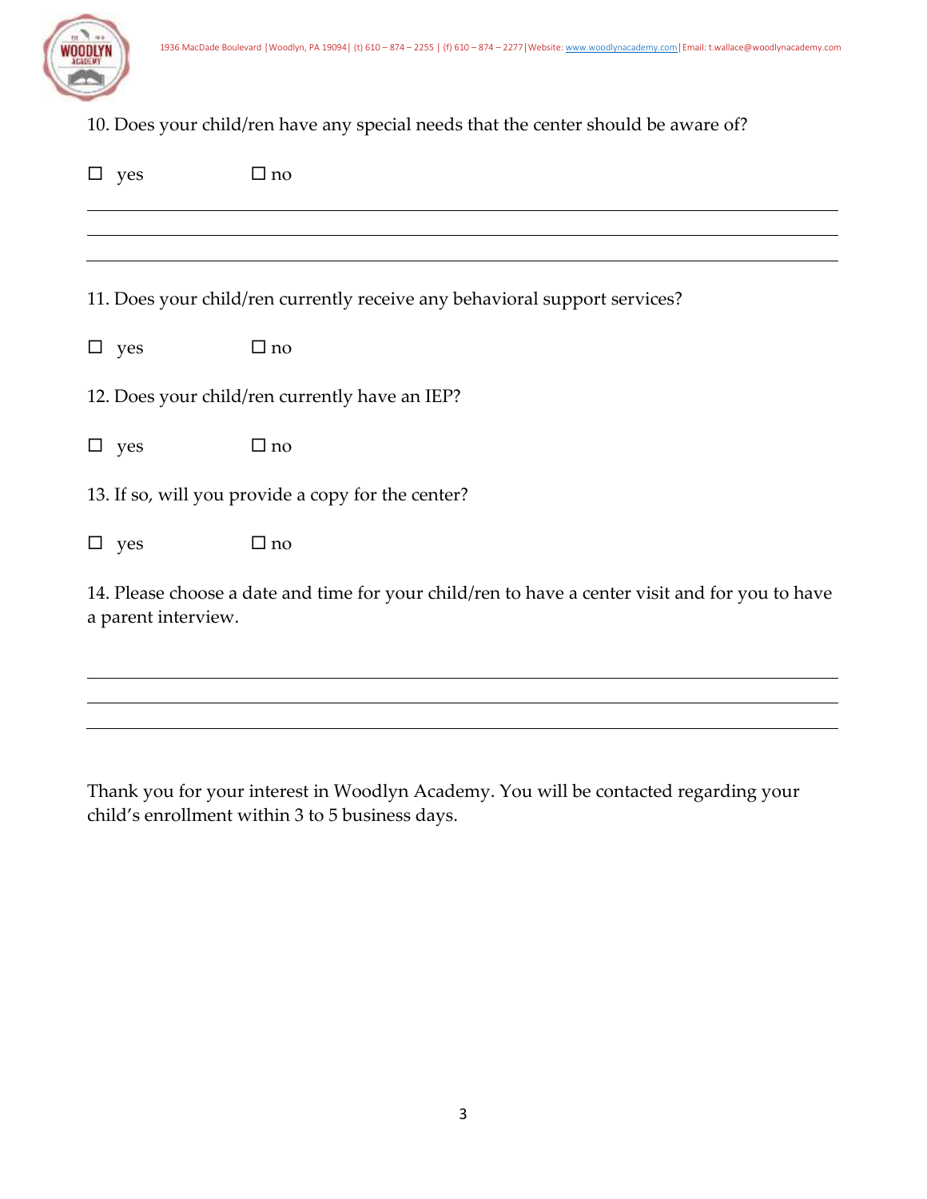10. Does your child/ren have any special needs that the center should be aware of?

☐ yes ☐ no

\_\_\_\_\_\_\_\_\_\_\_\_\_\_\_\_\_\_\_\_\_\_\_\_\_\_\_\_\_\_\_\_\_\_\_\_\_\_\_\_\_\_\_\_\_\_\_\_\_\_\_\_\_\_\_\_\_\_\_\_\_\_\_\_\_\_\_\_\_\_\_\_\_\_\_\_\_\_

\_\_\_\_\_\_\_\_\_\_\_\_\_\_\_\_\_\_\_\_\_\_\_\_\_\_\_\_\_\_\_\_\_\_\_\_\_\_\_\_\_\_\_\_\_\_\_\_\_\_\_\_\_\_\_\_\_\_\_\_\_\_\_\_\_\_\_\_\_\_\_\_\_\_\_\_\_\_

\_\_\_\_\_\_\_\_\_\_\_\_\_\_\_\_\_\_\_\_\_\_\_\_\_\_\_\_\_\_\_\_\_\_\_\_\_\_\_\_\_\_\_\_\_\_\_\_\_\_\_\_\_\_\_\_\_\_\_\_\_\_\_\_\_\_\_\_\_\_\_\_\_\_\_\_\_\_

11. Does your child/ren currently receive any behavioral support services?

☐ yes ☐ no

12. Does your child/ren currently have an IEP?

☐ yes ☐ no

13. If so, will you provide a copy for the center?

☐ yes ☐ no

14. Please choose a date and time for your child/ren to have a center visit and for you to have a parent interview.

\_\_\_\_\_\_\_\_\_\_\_\_\_\_\_\_\_\_\_\_\_\_\_\_\_\_\_\_\_\_\_\_\_\_\_\_\_\_\_\_\_\_\_\_\_\_\_\_\_\_\_\_\_\_\_\_\_\_\_\_\_\_\_\_\_\_\_\_\_\_\_\_\_\_\_\_\_\_

\_\_\_\_\_\_\_\_\_\_\_\_\_\_\_\_\_\_\_\_\_\_\_\_\_\_\_\_\_\_\_\_\_\_\_\_\_\_\_\_\_\_\_\_\_\_\_\_\_\_\_\_\_\_\_\_\_\_\_\_\_\_\_\_\_\_\_\_\_\_\_\_\_\_\_\_\_\_

\_\_\_\_\_\_\_\_\_\_\_\_\_\_\_\_\_\_\_\_\_\_\_\_\_\_\_\_\_\_\_\_\_\_\_\_\_\_\_\_\_\_\_\_\_\_\_\_\_\_\_\_\_\_\_\_\_\_\_\_\_\_\_\_\_\_\_\_\_\_\_\_\_\_\_\_\_\_

Thank you for your interest in Woodlyn Academy. You will be contacted regarding your child's enrollment within 3 to 5 business days.